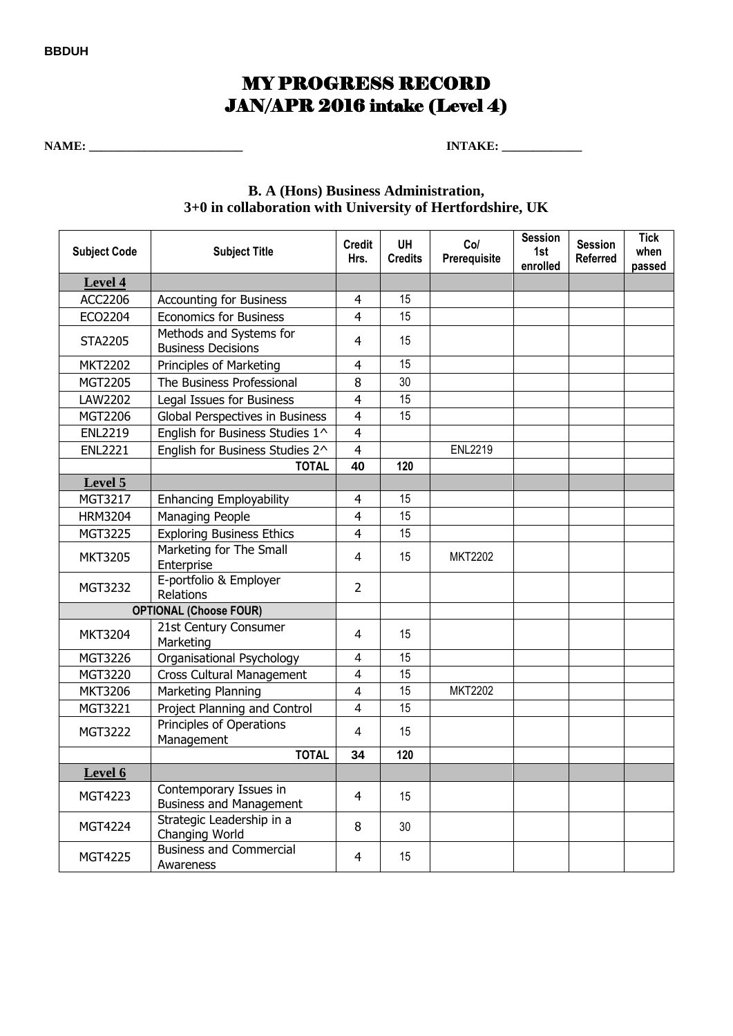BBDUH

# MY PROGRESS RECORD
# JAN/APR 2016 intake (Level 4)

**NAME:** ________________________ **INTAKE:** _____________

### B. A (Hons) Business Administration,
### 3+0 in collaboration with University of Hertfordshire, UK

| Subject Code | Subject Title | Credit Hrs. | UH Credits | Co/ Prerequisite | Session 1st enrolled | Session Referred | Tick when passed |
|---|---|---|---|---|---|---|---|
| **Level 4** | | | | | | | |
| ACC2206 | Accounting for Business | 4 | 15 | | | | |
| ECO2204 | Economics for Business | 4 | 15 | | | | |
| STA2205 | Methods and Systems for Business Decisions | 4 | 15 | | | | |
| MKT2202 | Principles of Marketing | 4 | 15 | | | | |
| MGT2205 | The Business Professional | 8 | 30 | | | | |
| LAW2202 | Legal Issues for Business | 4 | 15 | | | | |
| MGT2206 | Global Perspectives in Business | 4 | 15 | | | | |
| ENL2219 | English for Business Studies 1^ | 4 | | | | | |
| ENL2221 | English for Business Studies 2^ | 4 | | ENL2219 | | | |
| | **TOTAL** | **40** | **120** | | | | |
| **Level 5** | | | | | | | |
| MGT3217 | Enhancing Employability | 4 | 15 | | | | |
| HRM3204 | Managing People | 4 | 15 | | | | |
| MGT3225 | Exploring Business Ethics | 4 | 15 | | | | |
| MKT3205 | Marketing for The Small Enterprise | 4 | 15 | MKT2202 | | | |
| MGT3232 | E-portfolio & Employer Relations | 2 | | | | | |
| **OPTIONAL (Choose FOUR)** | | | | | | | |
| MKT3204 | 21st Century Consumer Marketing | 4 | 15 | | | | |
| MGT3226 | Organisational Psychology | 4 | 15 | | | | |
| MGT3220 | Cross Cultural Management | 4 | 15 | | | | |
| MKT3206 | Marketing Planning | 4 | 15 | MKT2202 | | | |
| MGT3221 | Project Planning and Control | 4 | 15 | | | | |
| MGT3222 | Principles of Operations Management | 4 | 15 | | | | |
| | **TOTAL** | **34** | **120** | | | | |
| **Level 6** | | | | | | | |
| MGT4223 | Contemporary Issues in Business and Management | 4 | 15 | | | | |
| MGT4224 | Strategic Leadership in a Changing World | 8 | 30 | | | | |
| MGT4225 | Business and Commercial Awareness | 4 | 15 | | | | |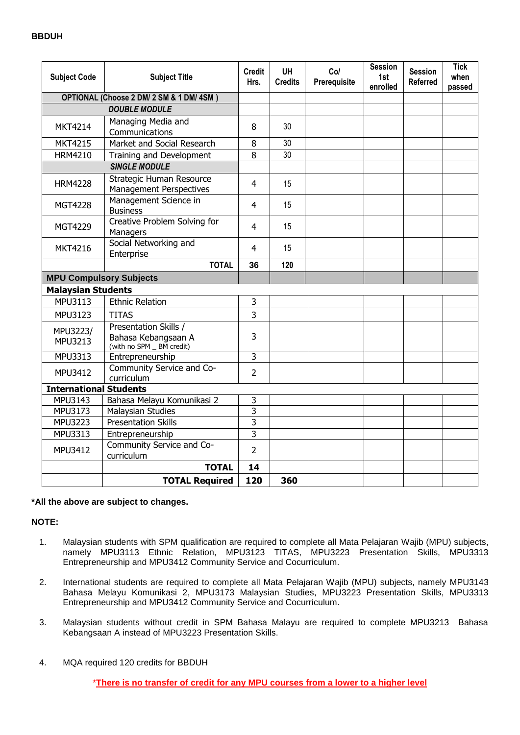**BBDUH**

| Subject Code | Subject Title | Credit Hrs. | UH Credits | Co/ Prerequisite | Session 1st enrolled | Session Referred | Tick when passed |
|---|---|---|---|---|---|---|---|
| OPTIONAL (Choose 2 DM/ 2 SM & 1 DM/ 4SM ) | | | | | | | |
| *DOUBLE MODULE* | | | | | | | |
| MKT4214 | Managing Media and Communications | 8 | 30 | | | | |
| MKT4215 | Market and Social Research | 8 | 30 | | | | |
| HRM4210 | Training and Development | 8 | 30 | | | | |
| *SINGLE MODULE* | | | | | | | |
| HRM4228 | Strategic Human Resource Management Perspectives | 4 | 15 | | | | |
| MGT4228 | Management Science in Business | 4 | 15 | | | | |
| MGT4229 | Creative Problem Solving for Managers | 4 | 15 | | | | |
| MKT4216 | Social Networking and Enterprise | 4 | 15 | | | | |
| | **TOTAL** | **36** | **120** | | | | |
| **MPU Compulsory Subjects** | | | | | | | |
| **Malaysian Students** | | | | | | | |
| MPU3113 | Ethnic Relation | 3 | | | | | |
| MPU3123 | TITAS | 3 | | | | | |
| MPU3223/ MPU3213 | Presentation Skills / Bahasa Kebangsaan A (with no SPM _ BM credit) | 3 | | | | | |
| MPU3313 | Entrepreneurship | 3 | | | | | |
| MPU3412 | Community Service and Co-curriculum | 2 | | | | | |
| **International Students** | | | | | | | |
| MPU3143 | Bahasa Melayu Komunikasi 2 | 3 | | | | | |
| MPU3173 | Malaysian Studies | 3 | | | | | |
| MPU3223 | Presentation Skills | 3 | | | | | |
| MPU3313 | Entrepreneurship | 3 | | | | | |
| MPU3412 | Community Service and Co-curriculum | 2 | | | | | |
| | **TOTAL** | **14** | | | | | |
| | **TOTAL Required** | **120** | **360** | | | | |

**\*All the above are subject to changes.**

**NOTE:**

1. Malaysian students with SPM qualification are required to complete all Mata Pelajaran Wajib (MPU) subjects, namely MPU3113 Ethnic Relation, MPU3123 TITAS, MPU3223 Presentation Skills, MPU3313 Entrepreneurship and MPU3412 Community Service and Cocurriculum.

2. International students are required to complete all Mata Pelajaran Wajib (MPU) subjects, namely MPU3143 Bahasa Melayu Komunikasi 2, MPU3173 Malaysian Studies, MPU3223 Presentation Skills, MPU3313 Entrepreneurship and MPU3412 Community Service and Cocurriculum.

3. Malaysian students without credit in SPM Bahasa Malayu are required to complete MPU3213 Bahasa Kebangsaan A instead of MPU3223 Presentation Skills.

4. MQA required 120 credits for BBDUH

\***There is no transfer of credit for any MPU courses from a lower to a higher level**